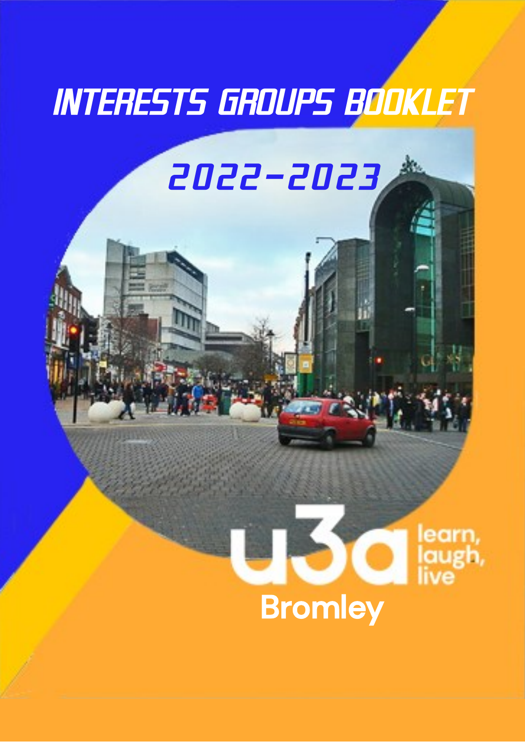# INTERESTS GROUPS BOOKLET

## 2022-2023

u3a learn, laugh, live

Bromley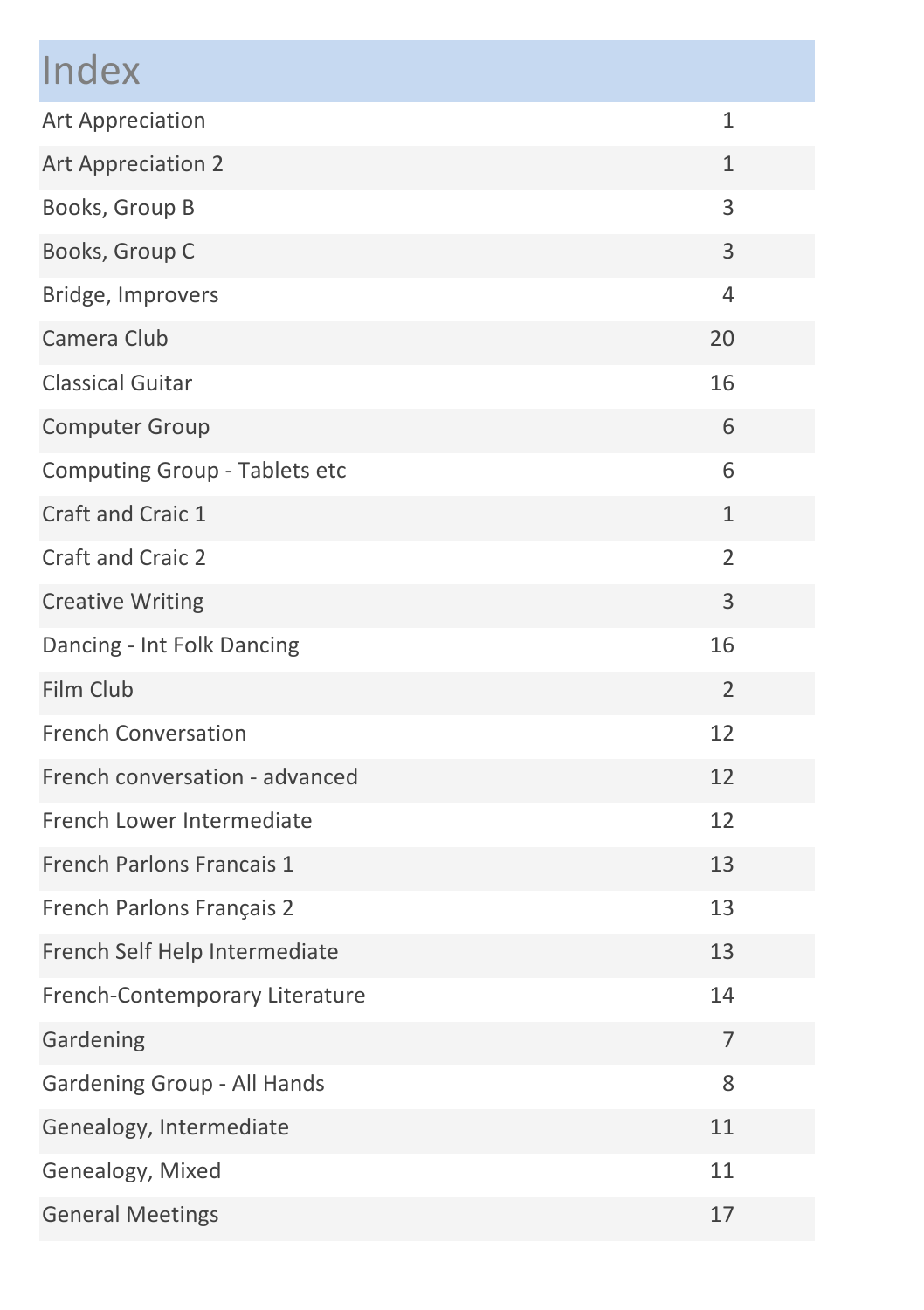# Index

| | |
|---|---|
| Art Appreciation | 1 |
| Art Appreciation 2 | 1 |
| Books, Group B | 3 |
| Books, Group C | 3 |
| Bridge, Improvers | 4 |
| Camera Club | 20 |
| Classical Guitar | 16 |
| Computer Group | 6 |
| Computing Group - Tablets etc | 6 |
| Craft and Craic 1 | 1 |
| Craft and Craic 2 | 2 |
| Creative Writing | 3 |
| Dancing - Int Folk Dancing | 16 |
| Film Club | 2 |
| French Conversation | 12 |
| French conversation - advanced | 12 |
| French Lower Intermediate | 12 |
| French Parlons Francais 1 | 13 |
| French Parlons Français 2 | 13 |
| French Self Help Intermediate | 13 |
| French-Contemporary Literature | 14 |
| Gardening | 7 |
| Gardening Group - All Hands | 8 |
| Genealogy, Intermediate | 11 |
| Genealogy, Mixed | 11 |
| General Meetings | 17 |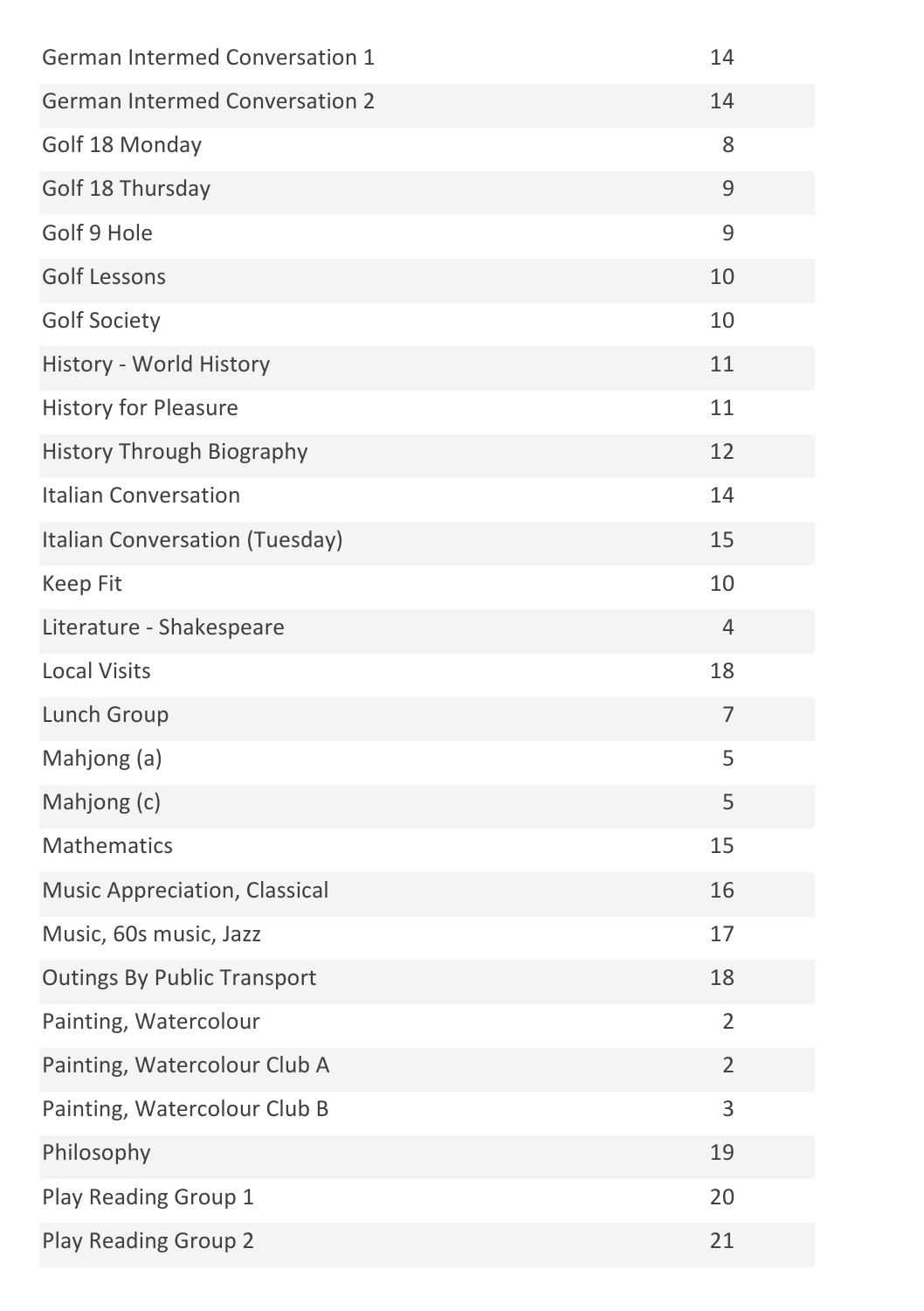| | |
|---|---|
| German Intermed Conversation 1 | 14 |
| German Intermed Conversation 2 | 14 |
| Golf 18 Monday | 8 |
| Golf 18 Thursday | 9 |
| Golf 9 Hole | 9 |
| Golf Lessons | 10 |
| Golf Society | 10 |
| History - World History | 11 |
| History for Pleasure | 11 |
| History Through Biography | 12 |
| Italian Conversation | 14 |
| Italian Conversation (Tuesday) | 15 |
| Keep Fit | 10 |
| Literature - Shakespeare | 4 |
| Local Visits | 18 |
| Lunch Group | 7 |
| Mahjong (a) | 5 |
| Mahjong (c) | 5 |
| Mathematics | 15 |
| Music Appreciation, Classical | 16 |
| Music, 60s music, Jazz | 17 |
| Outings By Public Transport | 18 |
| Painting, Watercolour | 2 |
| Painting, Watercolour Club A | 2 |
| Painting, Watercolour Club B | 3 |
| Philosophy | 19 |
| Play Reading Group 1 | 20 |
| Play Reading Group 2 | 21 |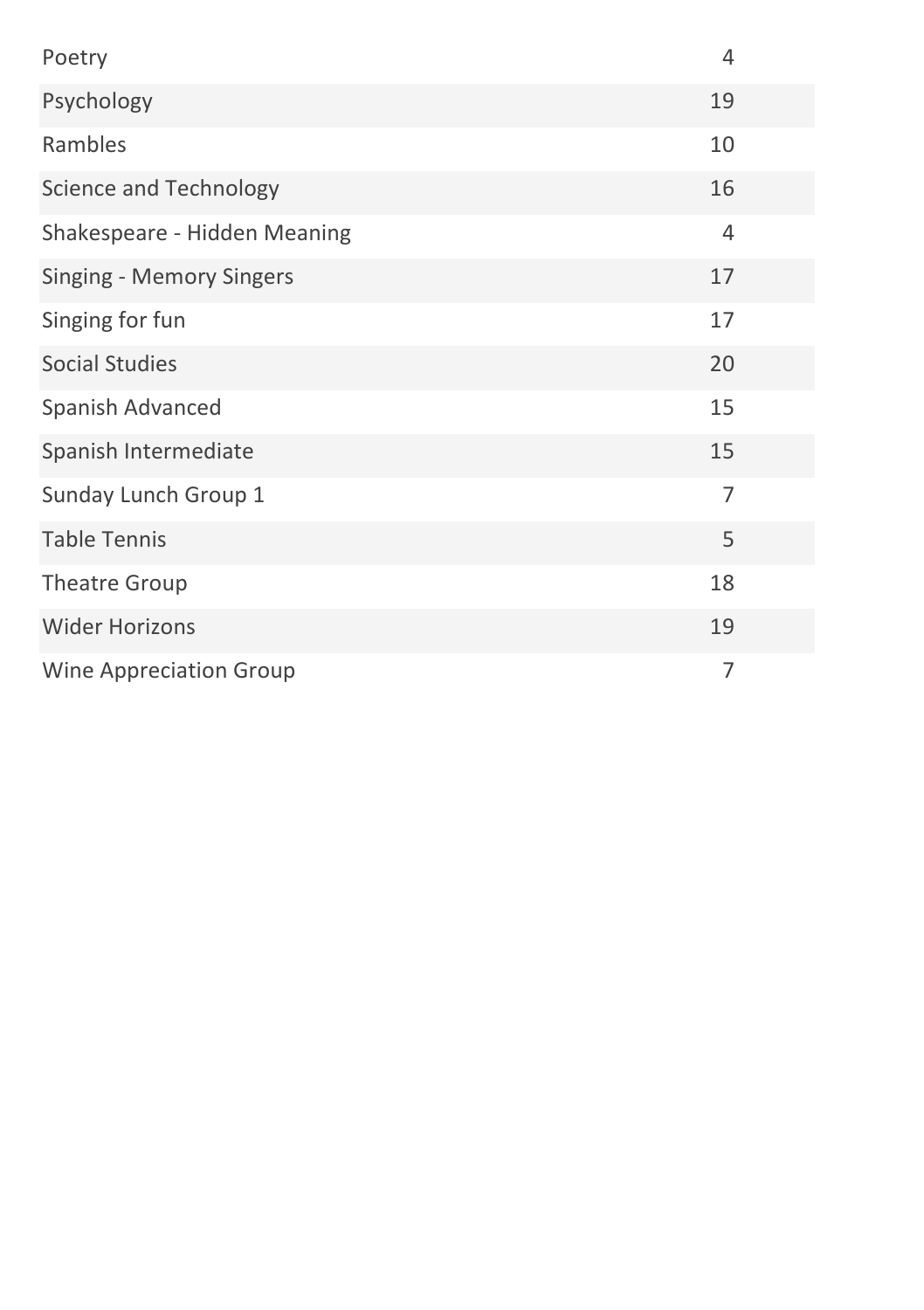| | |
|---|---|
| Poetry | 4 |
| Psychology | 19 |
| Rambles | 10 |
| Science and Technology | 16 |
| Shakespeare - Hidden Meaning | 4 |
| Singing - Memory Singers | 17 |
| Singing for fun | 17 |
| Social Studies | 20 |
| Spanish Advanced | 15 |
| Spanish Intermediate | 15 |
| Sunday Lunch Group 1 | 7 |
| Table Tennis | 5 |
| Theatre Group | 18 |
| Wider Horizons | 19 |
| Wine Appreciation Group | 7 |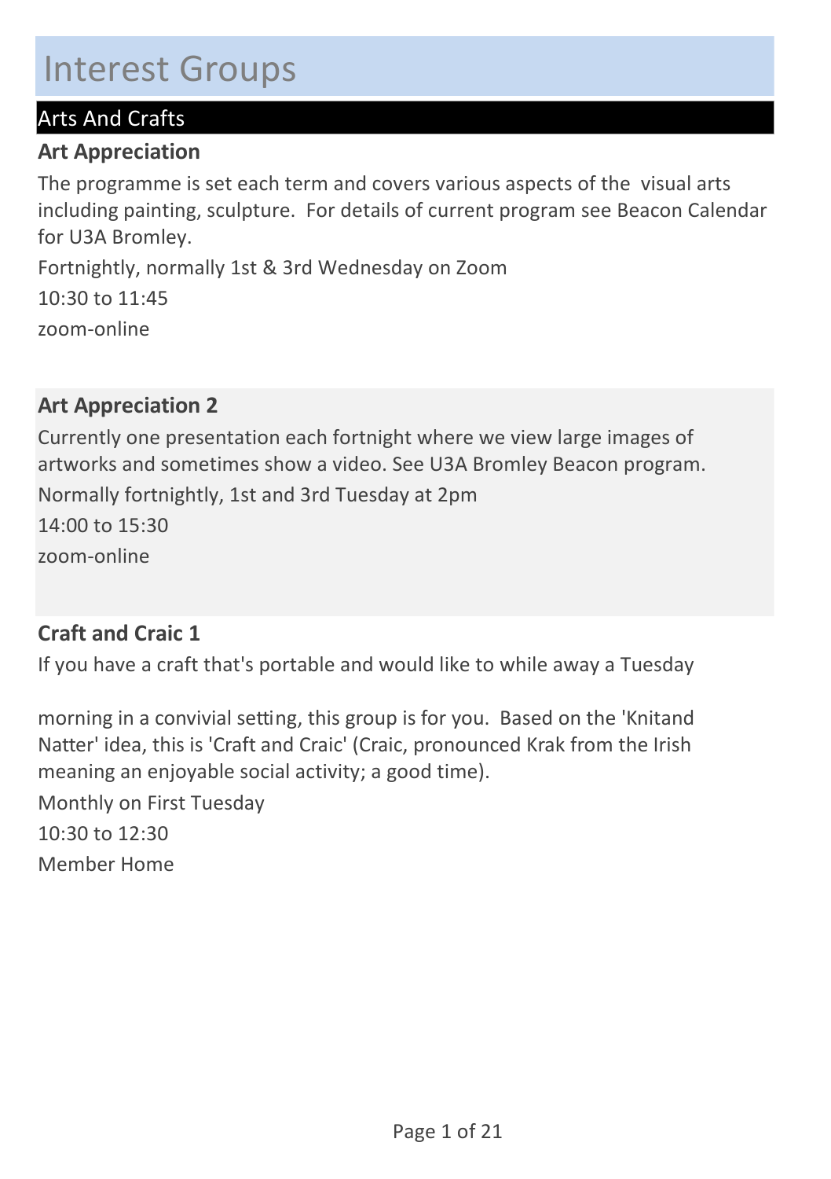# Interest Groups

## Arts And Crafts

### Art Appreciation

The programme is set each term and covers various aspects of the visual arts including painting, sculpture. For details of current program see Beacon Calendar for U3A Bromley.

Fortnightly, normally 1st & 3rd Wednesday on Zoom

10:30 to 11:45

zoom-online

### Art Appreciation 2

Currently one presentation each fortnight where we view large images of artworks and sometimes show a video. See U3A Bromley Beacon program.

Normally fortnightly, 1st and 3rd Tuesday at 2pm

14:00 to 15:30

zoom-online

### Craft and Craic 1

If you have a craft that's portable and would like to while away a Tuesday

morning in a convivial setting, this group is for you. Based on the 'Knitand Natter' idea, this is 'Craft and Craic' (Craic, pronounced Krak from the Irish meaning an enjoyable social activity; a good time).

Monthly on First Tuesday

10:30 to 12:30

Member Home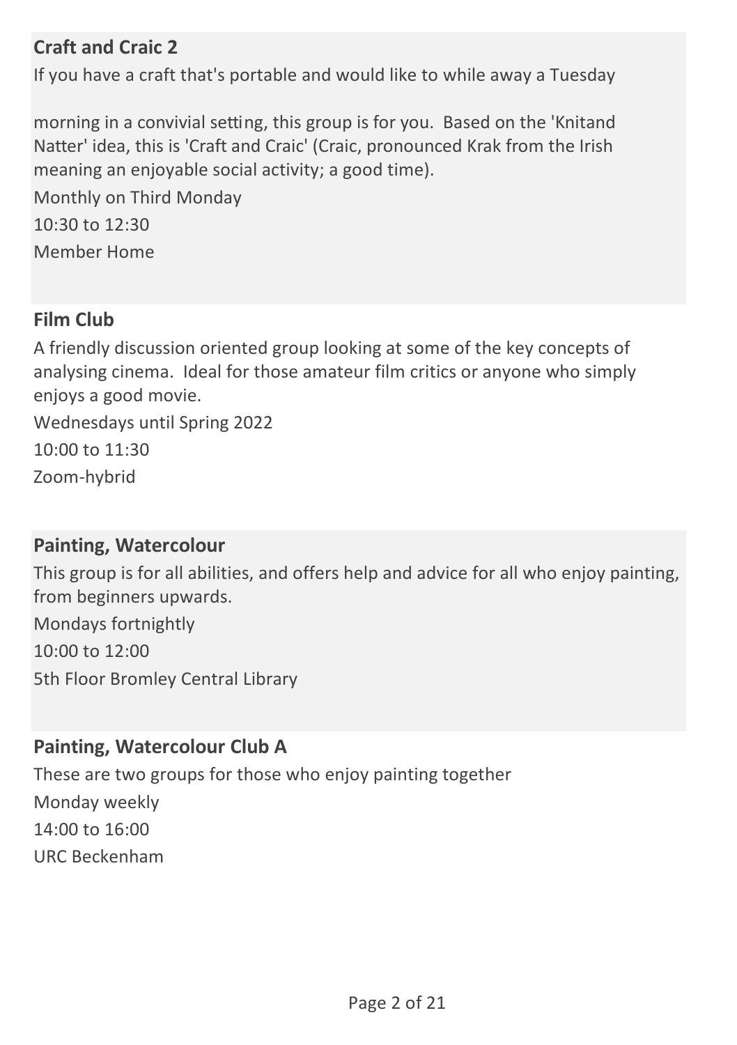## Craft and Craic 2

If you have a craft that's portable and would like to while away a Tuesday

morning in a convivial setting, this group is for you. Based on the 'Knitand Natter' idea, this is 'Craft and Craic' (Craic, pronounced Krak from the Irish meaning an enjoyable social activity; a good time).

Monthly on Third Monday

10:30 to 12:30

Member Home

## Film Club

A friendly discussion oriented group looking at some of the key concepts of analysing cinema. Ideal for those amateur film critics or anyone who simply enjoys a good movie.

Wednesdays until Spring 2022

10:00 to 11:30

Zoom-hybrid

## Painting, Watercolour

This group is for all abilities, and offers help and advice for all who enjoy painting, from beginners upwards.

Mondays fortnightly

10:00 to 12:00

5th Floor Bromley Central Library

## Painting, Watercolour Club A

These are two groups for those who enjoy painting together

Monday weekly

14:00 to 16:00

URC Beckenham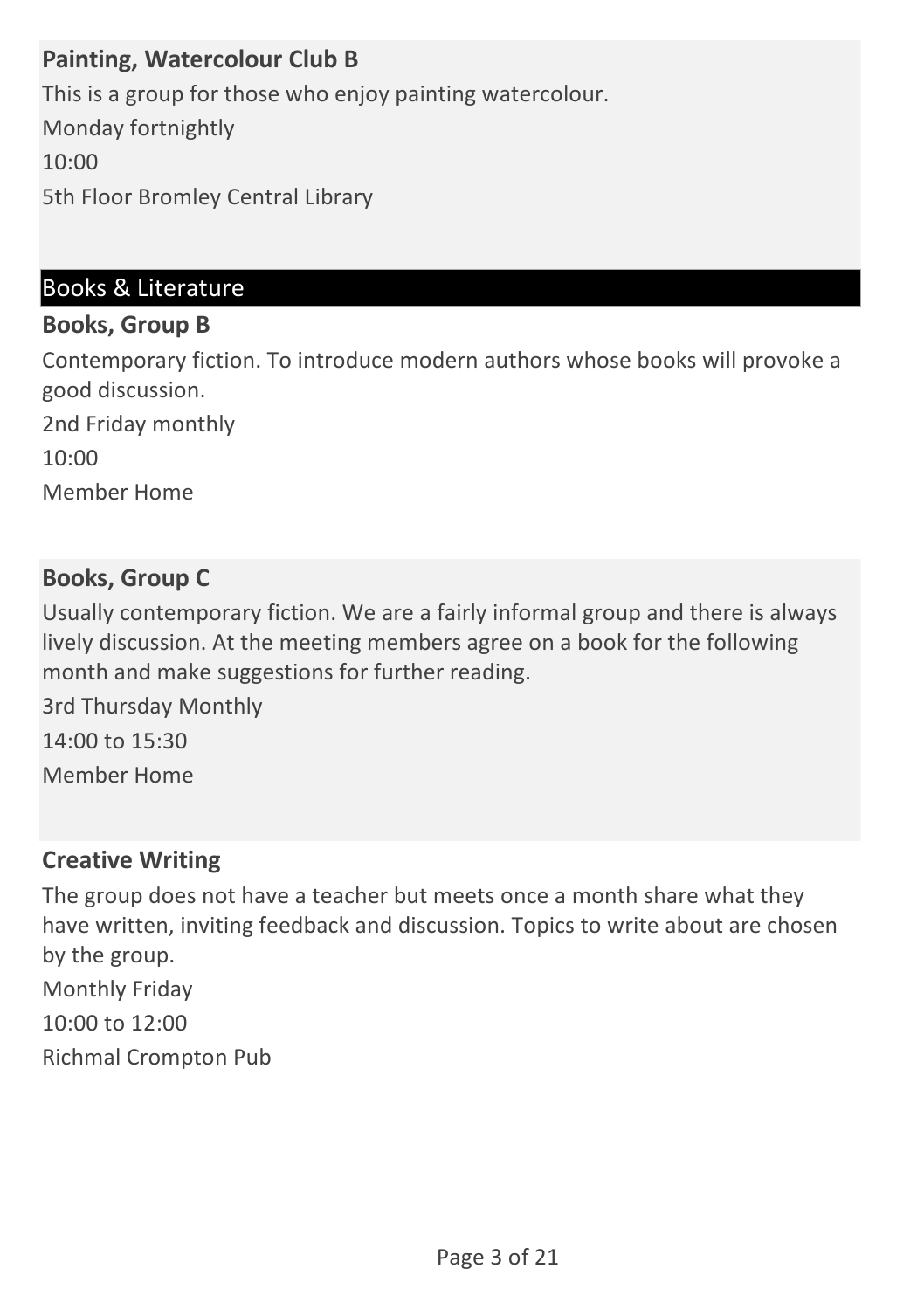### Painting, Watercolour Club B

This is a group for those who enjoy painting watercolour.

Monday fortnightly

10:00

5th Floor Bromley Central Library

## Books & Literature

### Books, Group B

Contemporary fiction. To introduce modern authors whose books will provoke a good discussion.

2nd Friday monthly

10:00

Member Home

### Books, Group C

Usually contemporary fiction. We are a fairly informal group and there is always lively discussion. At the meeting members agree on a book for the following month and make suggestions for further reading.

3rd Thursday Monthly

14:00 to 15:30

Member Home

### Creative Writing

The group does not have a teacher but meets once a month share what they have written, inviting feedback and discussion. Topics to write about are chosen by the group.

Monthly Friday

10:00 to 12:00

Richmal Crompton Pub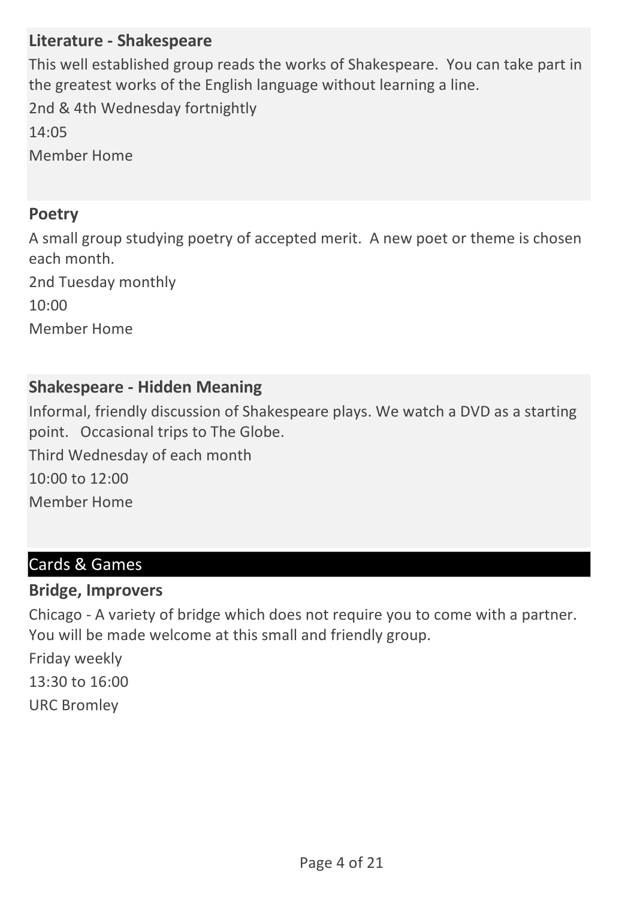### Literature - Shakespeare

This well established group reads the works of Shakespeare.  You can take part in the greatest works of the English language without learning a line.

2nd & 4th Wednesday fortnightly

14:05

Member Home

### Poetry

A small group studying poetry of accepted merit.  A new poet or theme is chosen each month.

2nd Tuesday monthly

10:00

Member Home

### Shakespeare - Hidden Meaning

Informal, friendly discussion of Shakespeare plays. We watch a DVD as a starting point.   Occasional trips to The Globe.

Third Wednesday of each month

10:00 to 12:00

Member Home

## Cards & Games

### Bridge, Improvers

Chicago - A variety of bridge which does not require you to come with a partner. You will be made welcome at this small and friendly group.

Friday weekly

13:30 to 16:00

URC Bromley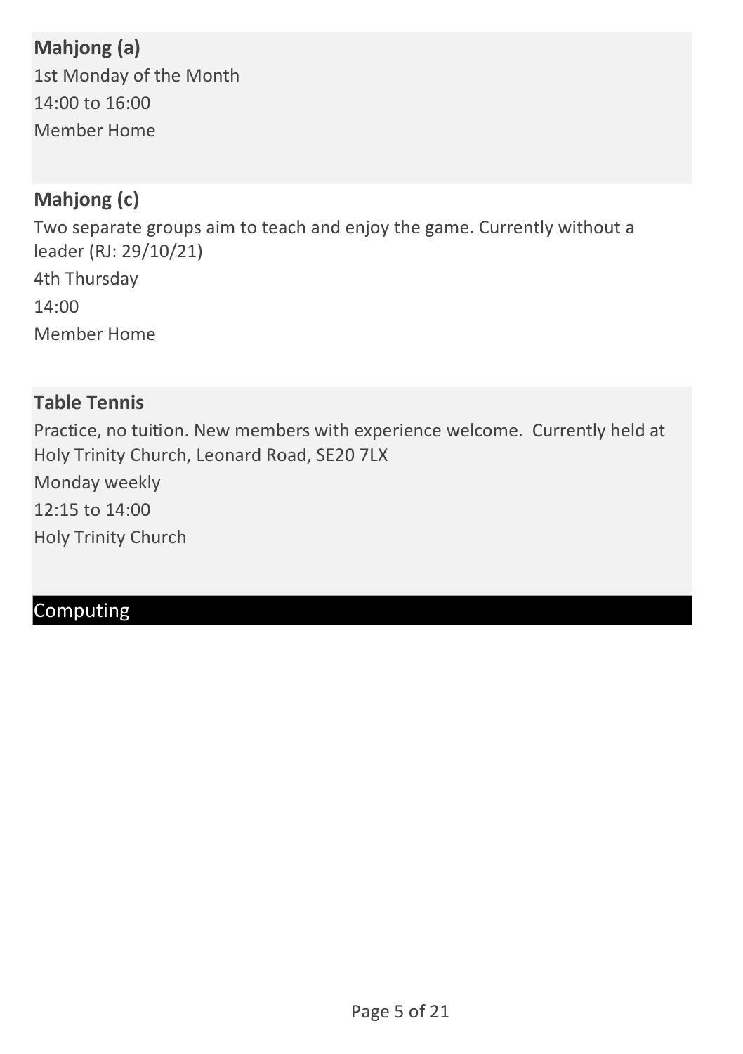### Mahjong (a)

1st Monday of the Month

14:00 to 16:00

Member Home

### Mahjong (c)

Two separate groups aim to teach and enjoy the game. Currently without a leader (RJ: 29/10/21)

4th Thursday

14:00

Member Home

### Table Tennis

Practice, no tuition. New members with experience welcome. Currently held at Holy Trinity Church, Leonard Road, SE20 7LX

Monday weekly

12:15 to 14:00

Holy Trinity Church

## Computing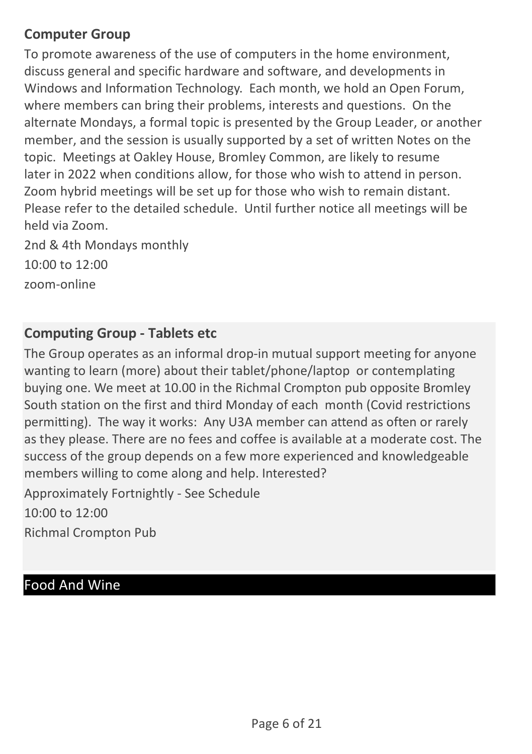### Computer Group

To promote awareness of the use of computers in the home environment, discuss general and specific hardware and software, and developments in Windows and Information Technology. Each month, we hold an Open Forum, where members can bring their problems, interests and questions. On the alternate Mondays, a formal topic is presented by the Group Leader, or another member, and the session is usually supported by a set of written Notes on the topic. Meetings at Oakley House, Bromley Common, are likely to resume later in 2022 when conditions allow, for those who wish to attend in person. Zoom hybrid meetings will be set up for those who wish to remain distant. Please refer to the detailed schedule. Until further notice all meetings will be held via Zoom.

2nd & 4th Mondays monthly

10:00 to 12:00

zoom-online

### Computing Group - Tablets etc

The Group operates as an informal drop-in mutual support meeting for anyone wanting to learn (more) about their tablet/phone/laptop or contemplating buying one. We meet at 10.00 in the Richmal Crompton pub opposite Bromley South station on the first and third Monday of each month (Covid restrictions permitting). The way it works: Any U3A member can attend as often or rarely as they please. There are no fees and coffee is available at a moderate cost. The success of the group depends on a few more experienced and knowledgeable members willing to come along and help. Interested?

Approximately Fortnightly - See Schedule

10:00 to 12:00

Richmal Crompton Pub

## Food And Wine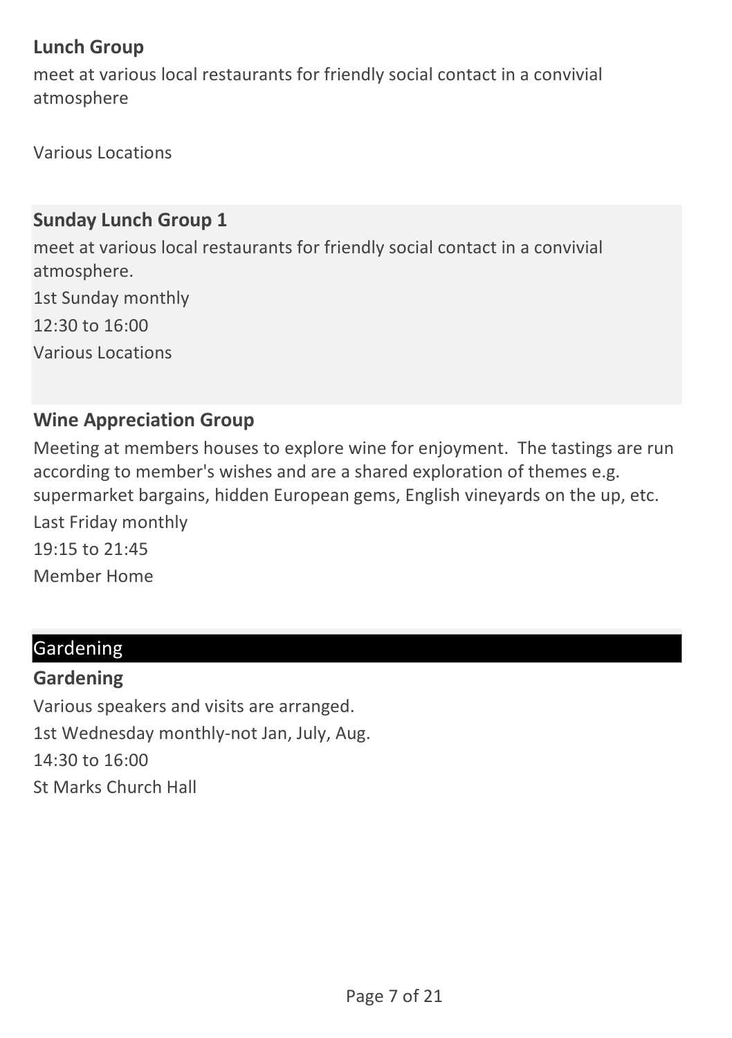### Lunch Group

meet at various local restaurants for friendly social contact in a convivial atmosphere

Various Locations

### Sunday Lunch Group 1

meet at various local restaurants for friendly social contact in a convivial atmosphere.

1st Sunday monthly

12:30 to 16:00

Various Locations

### Wine Appreciation Group

Meeting at members houses to explore wine for enjoyment.  The tastings are run according to member's wishes and are a shared exploration of themes e.g. supermarket bargains, hidden European gems, English vineyards on the up, etc.

Last Friday monthly

19:15 to 21:45

Member Home

## Gardening

### Gardening

Various speakers and visits are arranged.

1st Wednesday monthly-not Jan, July, Aug.

14:30 to 16:00

St Marks Church Hall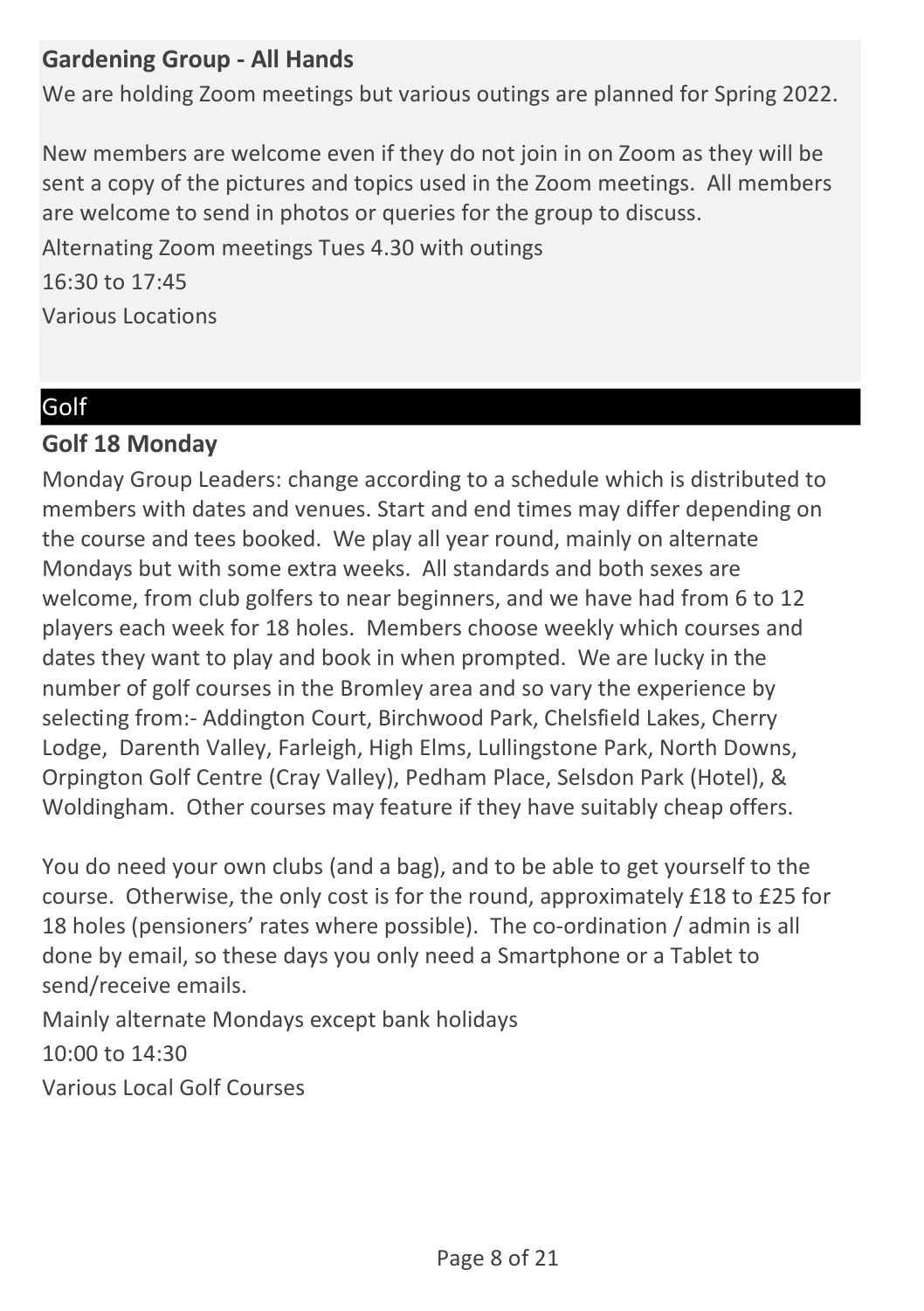### Gardening Group - All Hands

We are holding Zoom meetings but various outings are planned for Spring 2022.

New members are welcome even if they do not join in on Zoom as they will be sent a copy of the pictures and topics used in the Zoom meetings. All members are welcome to send in photos or queries for the group to discuss.

Alternating Zoom meetings Tues 4.30 with outings

16:30 to 17:45

Various Locations

## Golf

### Golf 18 Monday

Monday Group Leaders: change according to a schedule which is distributed to members with dates and venues. Start and end times may differ depending on the course and tees booked. We play all year round, mainly on alternate Mondays but with some extra weeks. All standards and both sexes are welcome, from club golfers to near beginners, and we have had from 6 to 12 players each week for 18 holes. Members choose weekly which courses and dates they want to play and book in when prompted. We are lucky in the number of golf courses in the Bromley area and so vary the experience by selecting from:- Addington Court, Birchwood Park, Chelsfield Lakes, Cherry Lodge, Darenth Valley, Farleigh, High Elms, Lullingstone Park, North Downs, Orpington Golf Centre (Cray Valley), Pedham Place, Selsdon Park (Hotel), & Woldingham. Other courses may feature if they have suitably cheap offers.

You do need your own clubs (and a bag), and to be able to get yourself to the course. Otherwise, the only cost is for the round, approximately £18 to £25 for 18 holes (pensioners' rates where possible). The co-ordination / admin is all done by email, so these days you only need a Smartphone or a Tablet to send/receive emails.

Mainly alternate Mondays except bank holidays

10:00 to 14:30

Various Local Golf Courses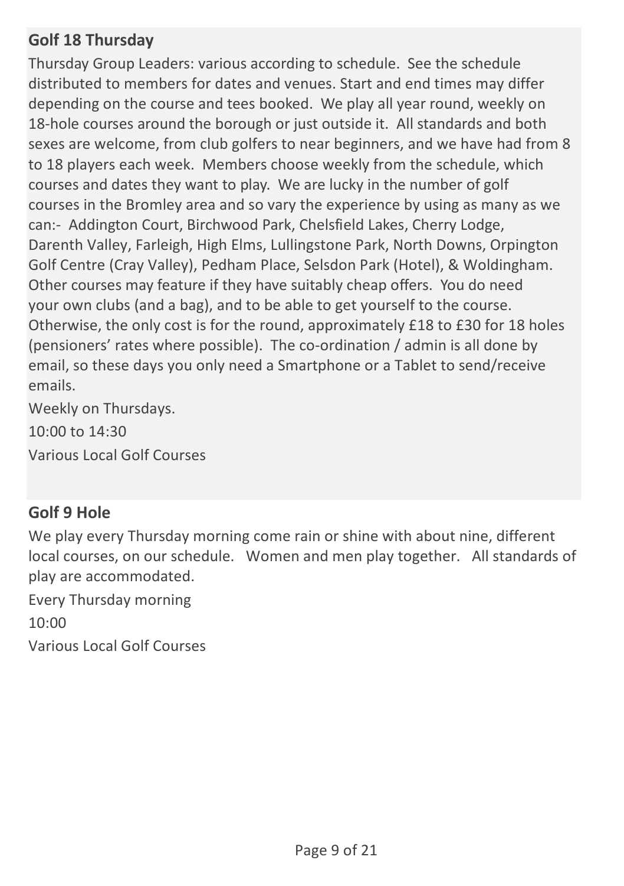## Golf 18 Thursday

Thursday Group Leaders: various according to schedule. See the schedule distributed to members for dates and venues. Start and end times may differ depending on the course and tees booked. We play all year round, weekly on 18-hole courses around the borough or just outside it. All standards and both sexes are welcome, from club golfers to near beginners, and we have had from 8 to 18 players each week. Members choose weekly from the schedule, which courses and dates they want to play. We are lucky in the number of golf courses in the Bromley area and so vary the experience by using as many as we can:- Addington Court, Birchwood Park, Chelsfield Lakes, Cherry Lodge, Darenth Valley, Farleigh, High Elms, Lullingstone Park, North Downs, Orpington Golf Centre (Cray Valley), Pedham Place, Selsdon Park (Hotel), & Woldingham. Other courses may feature if they have suitably cheap offers. You do need your own clubs (and a bag), and to be able to get yourself to the course. Otherwise, the only cost is for the round, approximately £18 to £30 for 18 holes (pensioners' rates where possible). The co-ordination / admin is all done by email, so these days you only need a Smartphone or a Tablet to send/receive emails.

Weekly on Thursdays.

10:00 to 14:30

Various Local Golf Courses

## Golf 9 Hole

We play every Thursday morning come rain or shine with about nine, different local courses, on our schedule. Women and men play together. All standards of play are accommodated.

Every Thursday morning

10:00

Various Local Golf Courses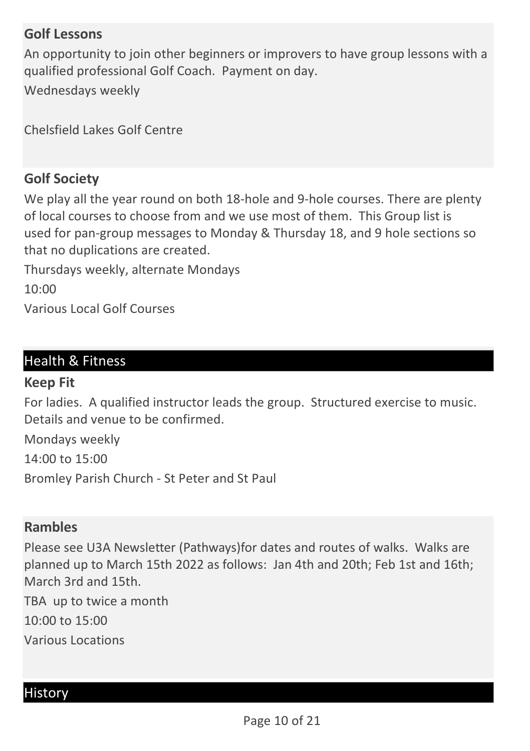### Golf Lessons

An opportunity to join other beginners or improvers to have group lessons with a qualified professional Golf Coach. Payment on day.

Wednesdays weekly

Chelsfield Lakes Golf Centre

### Golf Society

We play all the year round on both 18-hole and 9-hole courses. There are plenty of local courses to choose from and we use most of them. This Group list is used for pan-group messages to Monday & Thursday 18, and 9 hole sections so that no duplications are created.

Thursdays weekly, alternate Mondays

10:00

Various Local Golf Courses

## Health & Fitness

### Keep Fit

For ladies. A qualified instructor leads the group. Structured exercise to music. Details and venue to be confirmed.

Mondays weekly

14:00 to 15:00

Bromley Parish Church - St Peter and St Paul

### Rambles

Please see U3A Newsletter (Pathways)for dates and routes of walks. Walks are planned up to March 15th 2022 as follows: Jan 4th and 20th; Feb 1st and 16th; March 3rd and 15th.

TBA up to twice a month

10:00 to 15:00

Various Locations

## History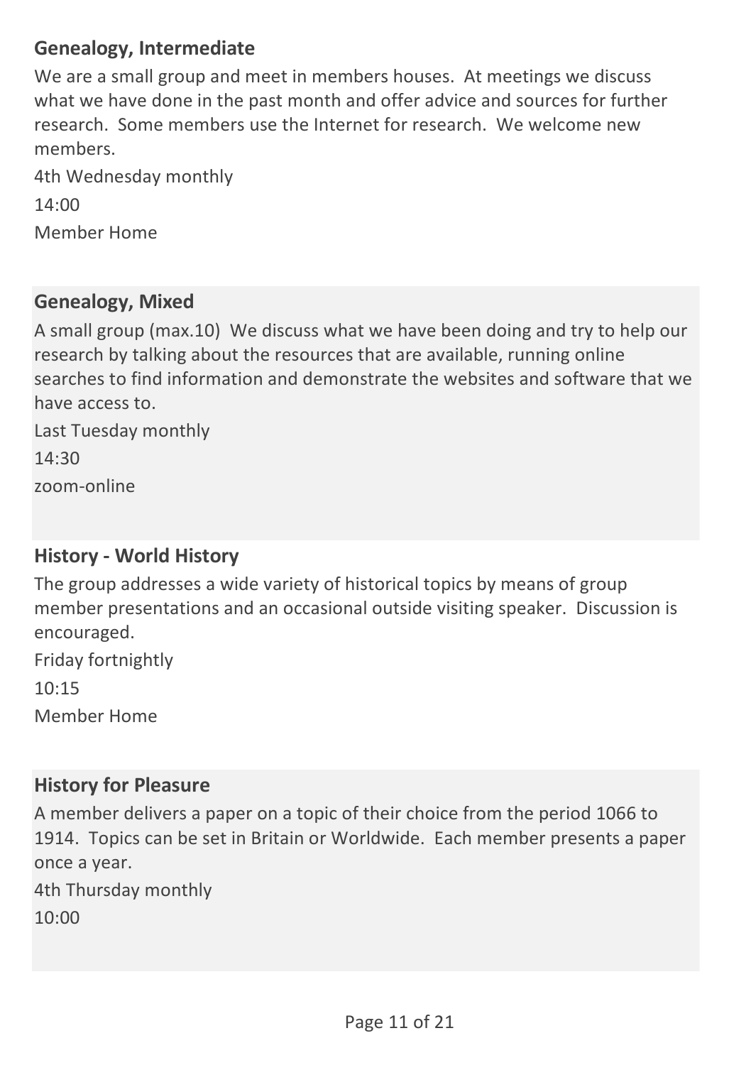## Genealogy, Intermediate

We are a small group and meet in members houses.  At meetings we discuss what we have done in the past month and offer advice and sources for further research.  Some members use the Internet for research.  We welcome new members.

4th Wednesday monthly

14:00

Member Home

## Genealogy, Mixed

A small group (max.10)  We discuss what we have been doing and try to help our research by talking about the resources that are available, running online searches to find information and demonstrate the websites and software that we have access to.

Last Tuesday monthly

14:30

zoom-online

## History - World History

The group addresses a wide variety of historical topics by means of group member presentations and an occasional outside visiting speaker.  Discussion is encouraged.

Friday fortnightly

10:15

Member Home

## History for Pleasure

A member delivers a paper on a topic of their choice from the period 1066 to 1914.  Topics can be set in Britain or Worldwide.  Each member presents a paper once a year.

4th Thursday monthly

10:00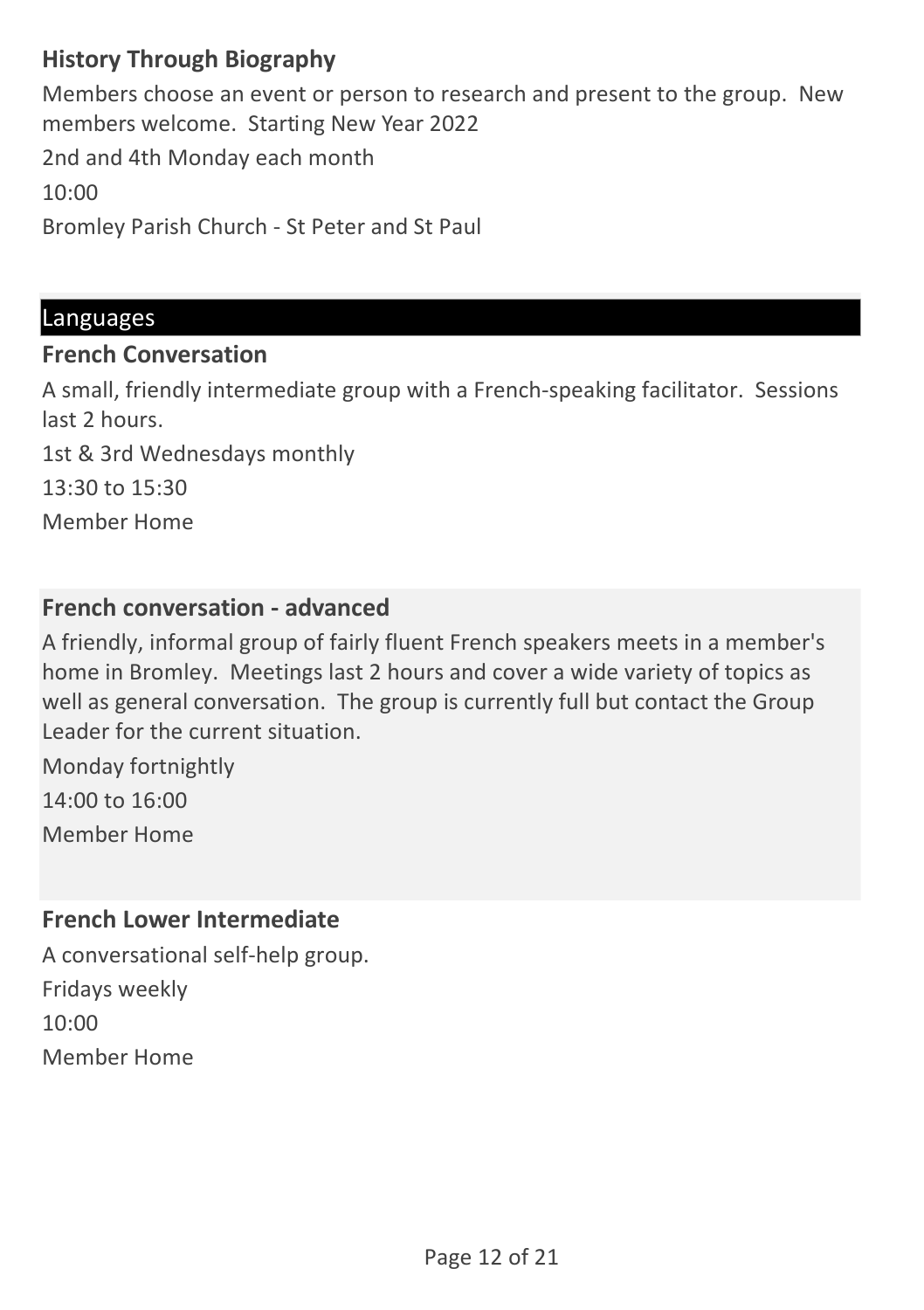### History Through Biography

Members choose an event or person to research and present to the group. New members welcome. Starting New Year 2022

2nd and 4th Monday each month

10:00

Bromley Parish Church - St Peter and St Paul

## Languages

### French Conversation

A small, friendly intermediate group with a French-speaking facilitator. Sessions last 2 hours.

1st & 3rd Wednesdays monthly

13:30 to 15:30

Member Home

### French conversation - advanced

A friendly, informal group of fairly fluent French speakers meets in a member's home in Bromley. Meetings last 2 hours and cover a wide variety of topics as well as general conversation. The group is currently full but contact the Group Leader for the current situation.

Monday fortnightly

14:00 to 16:00

Member Home

### French Lower Intermediate

A conversational self-help group.

Fridays weekly

10:00

Member Home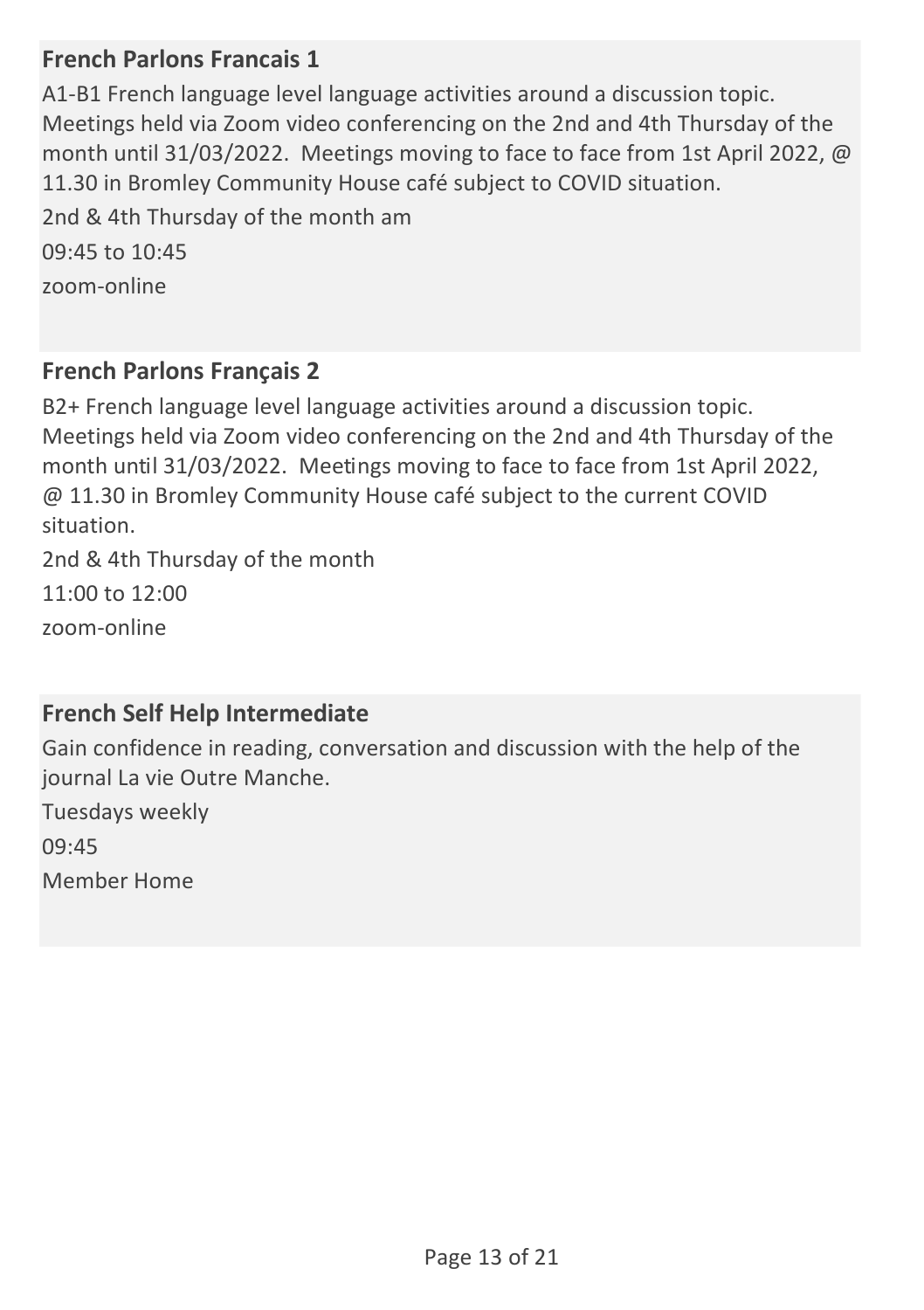### French Parlons Francais 1

A1-B1 French language level language activities around a discussion topic. Meetings held via Zoom video conferencing on the 2nd and 4th Thursday of the month until 31/03/2022. Meetings moving to face to face from 1st April 2022, @ 11.30 in Bromley Community House café subject to COVID situation.

2nd & 4th Thursday of the month am

09:45 to 10:45

zoom-online

### French Parlons Français 2

B2+ French language level language activities around a discussion topic. Meetings held via Zoom video conferencing on the 2nd and 4th Thursday of the month until 31/03/2022. Meetings moving to face to face from 1st April 2022, @ 11.30 in Bromley Community House café subject to the current COVID situation.

2nd & 4th Thursday of the month

11:00 to 12:00

zoom-online

### French Self Help Intermediate

Gain confidence in reading, conversation and discussion with the help of the journal La vie Outre Manche.

Tuesdays weekly

09:45

Member Home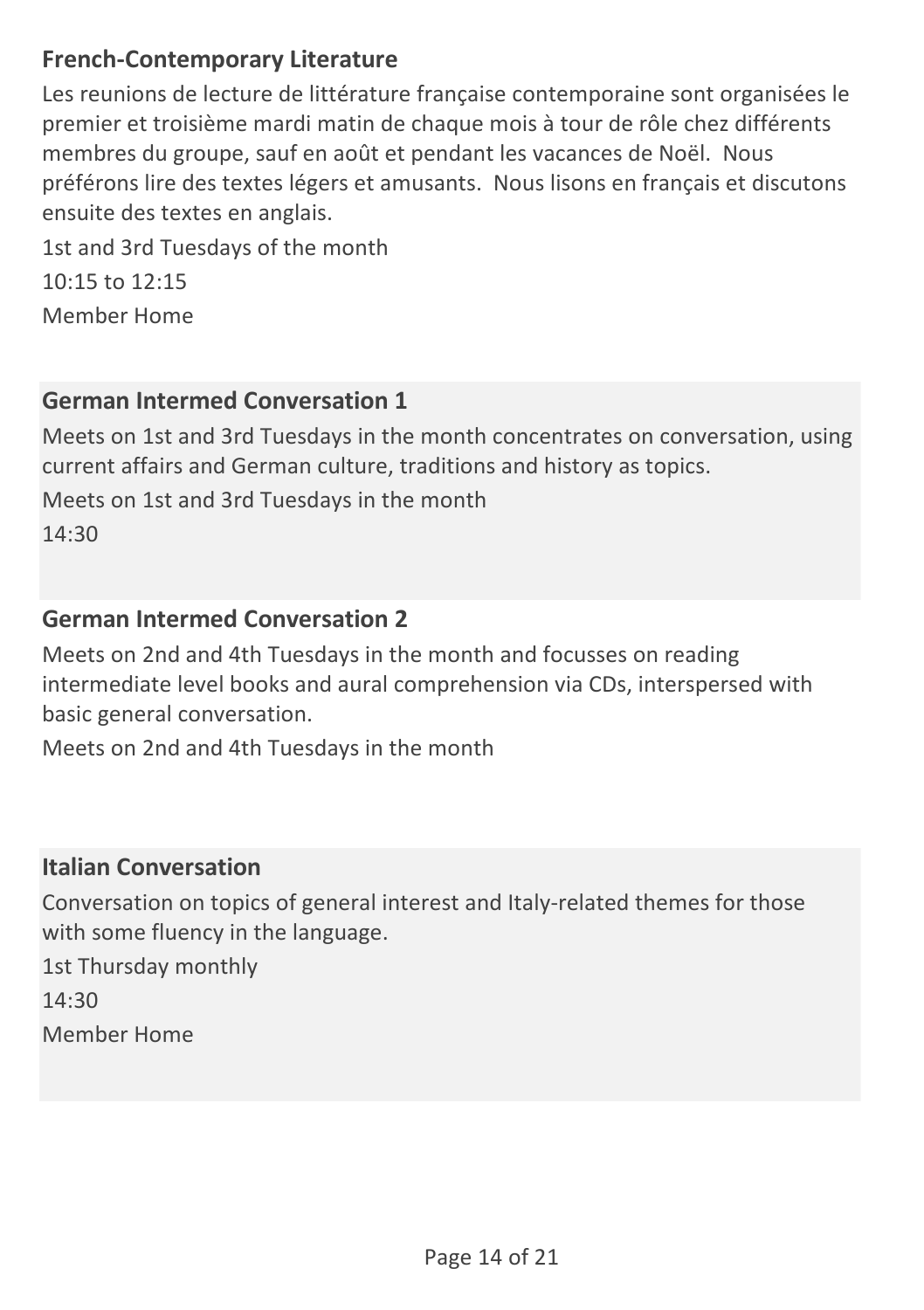## French-Contemporary Literature

Les reunions de lecture de littérature française contemporaine sont organisées le premier et troisième mardi matin de chaque mois à tour de rôle chez différents membres du groupe, sauf en août et pendant les vacances de Noël. Nous préférons lire des textes légers et amusants. Nous lisons en français et discutons ensuite des textes en anglais.

1st and 3rd Tuesdays of the month

10:15 to 12:15

Member Home

## German Intermed Conversation 1

Meets on 1st and 3rd Tuesdays in the month concentrates on conversation, using current affairs and German culture, traditions and history as topics.

Meets on 1st and 3rd Tuesdays in the month

14:30

## German Intermed Conversation 2

Meets on 2nd and 4th Tuesdays in the month and focusses on reading intermediate level books and aural comprehension via CDs, interspersed with basic general conversation.

Meets on 2nd and 4th Tuesdays in the month

## Italian Conversation

Conversation on topics of general interest and Italy-related themes for those with some fluency in the language.

1st Thursday monthly

14:30

Member Home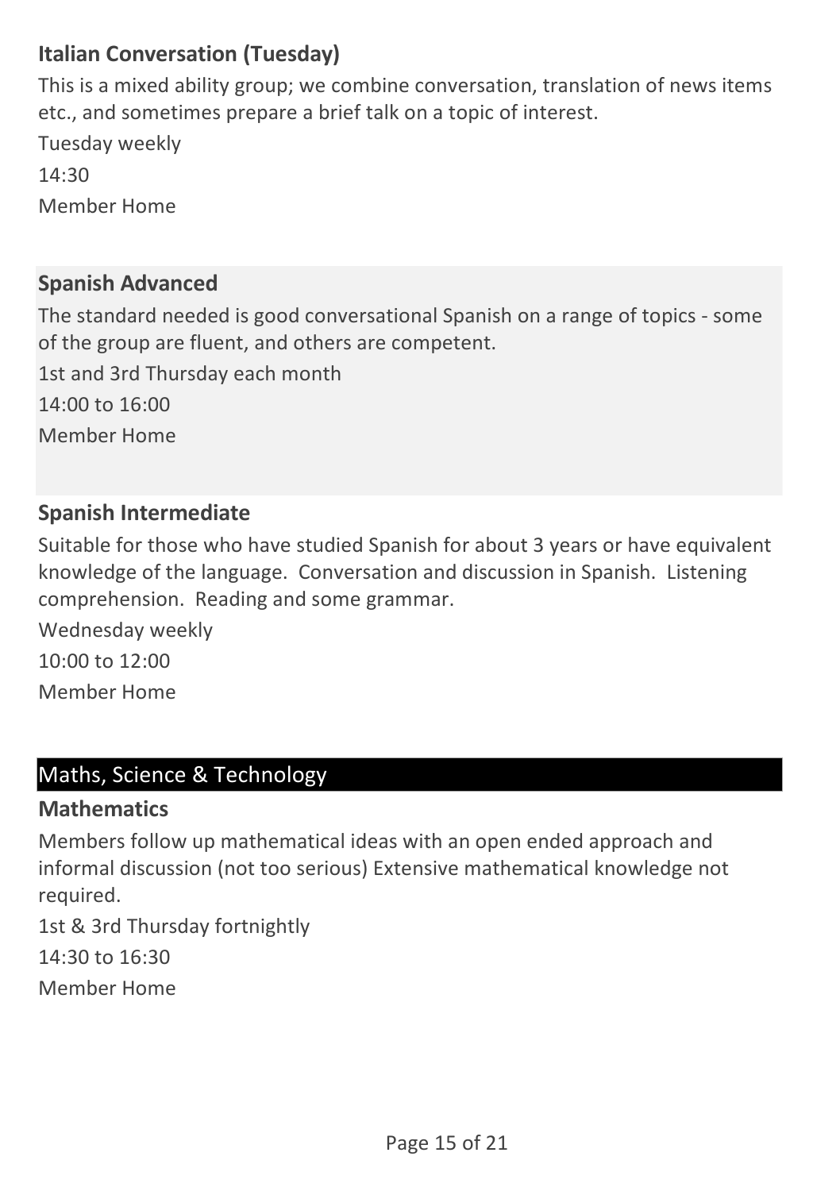### Italian Conversation (Tuesday)

This is a mixed ability group; we combine conversation, translation of news items etc., and sometimes prepare a brief talk on a topic of interest.

Tuesday weekly

14:30

Member Home

### Spanish Advanced

The standard needed is good conversational Spanish on a range of topics - some of the group are fluent, and others are competent.

1st and 3rd Thursday each month

14:00 to 16:00

Member Home

### Spanish Intermediate

Suitable for those who have studied Spanish for about 3 years or have equivalent knowledge of the language. Conversation and discussion in Spanish. Listening comprehension. Reading and some grammar.

Wednesday weekly

10:00 to 12:00

Member Home

## Maths, Science & Technology

### Mathematics

Members follow up mathematical ideas with an open ended approach and informal discussion (not too serious) Extensive mathematical knowledge not required.

1st & 3rd Thursday fortnightly

14:30 to 16:30

Member Home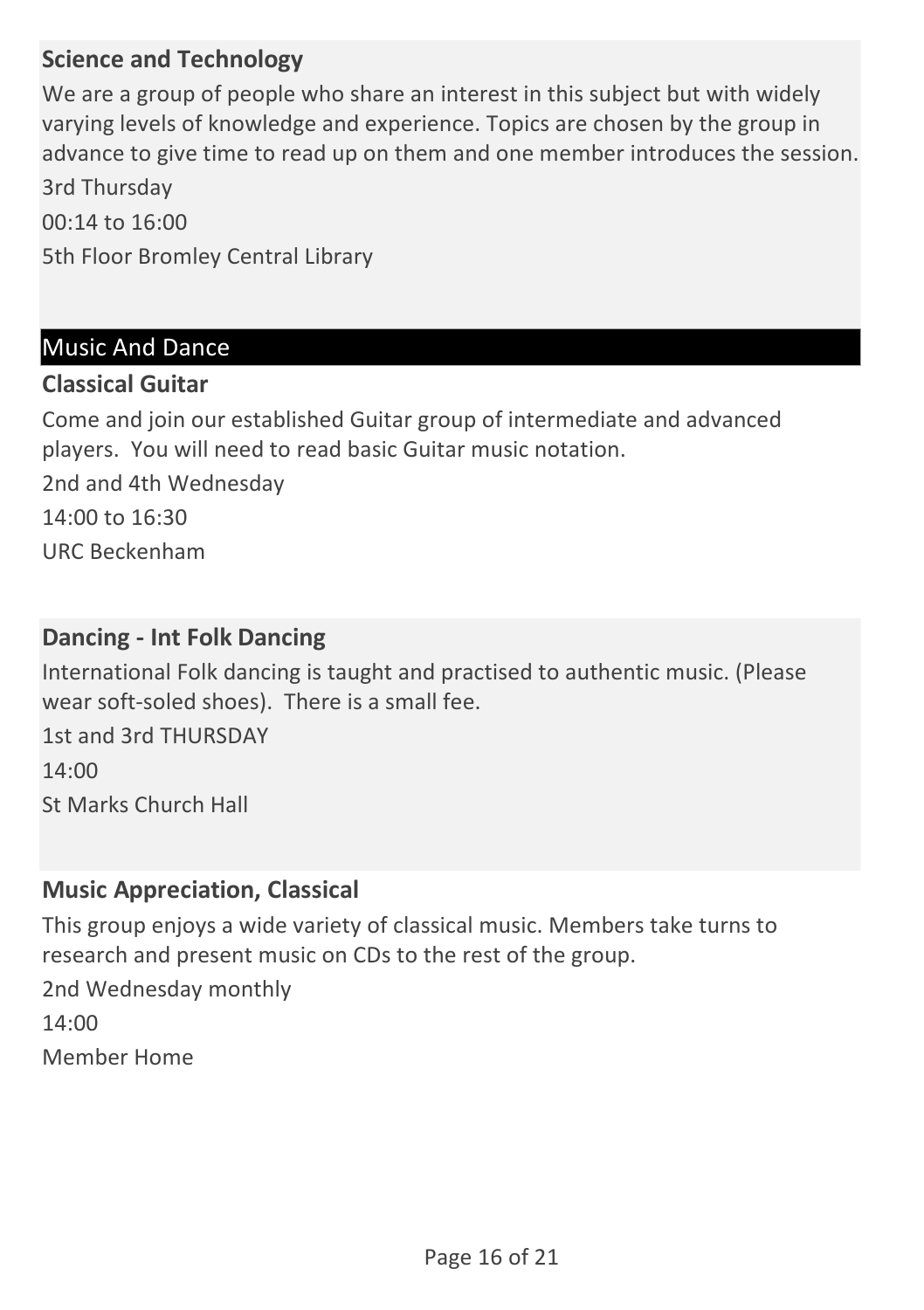### Science and Technology

We are a group of people who share an interest in this subject but with widely varying levels of knowledge and experience. Topics are chosen by the group in advance to give time to read up on them and one member introduces the session.

3rd Thursday

00:14 to 16:00

5th Floor Bromley Central Library

## Music And Dance

### Classical Guitar

Come and join our established Guitar group of intermediate and advanced players.  You will need to read basic Guitar music notation.

2nd and 4th Wednesday

14:00 to 16:30

URC Beckenham

### Dancing - Int Folk Dancing

International Folk dancing is taught and practised to authentic music. (Please wear soft-soled shoes).  There is a small fee.

1st and 3rd THURSDAY

14:00

St Marks Church Hall

### Music Appreciation, Classical

This group enjoys a wide variety of classical music. Members take turns to research and present music on CDs to the rest of the group.

2nd Wednesday monthly

14:00

Member Home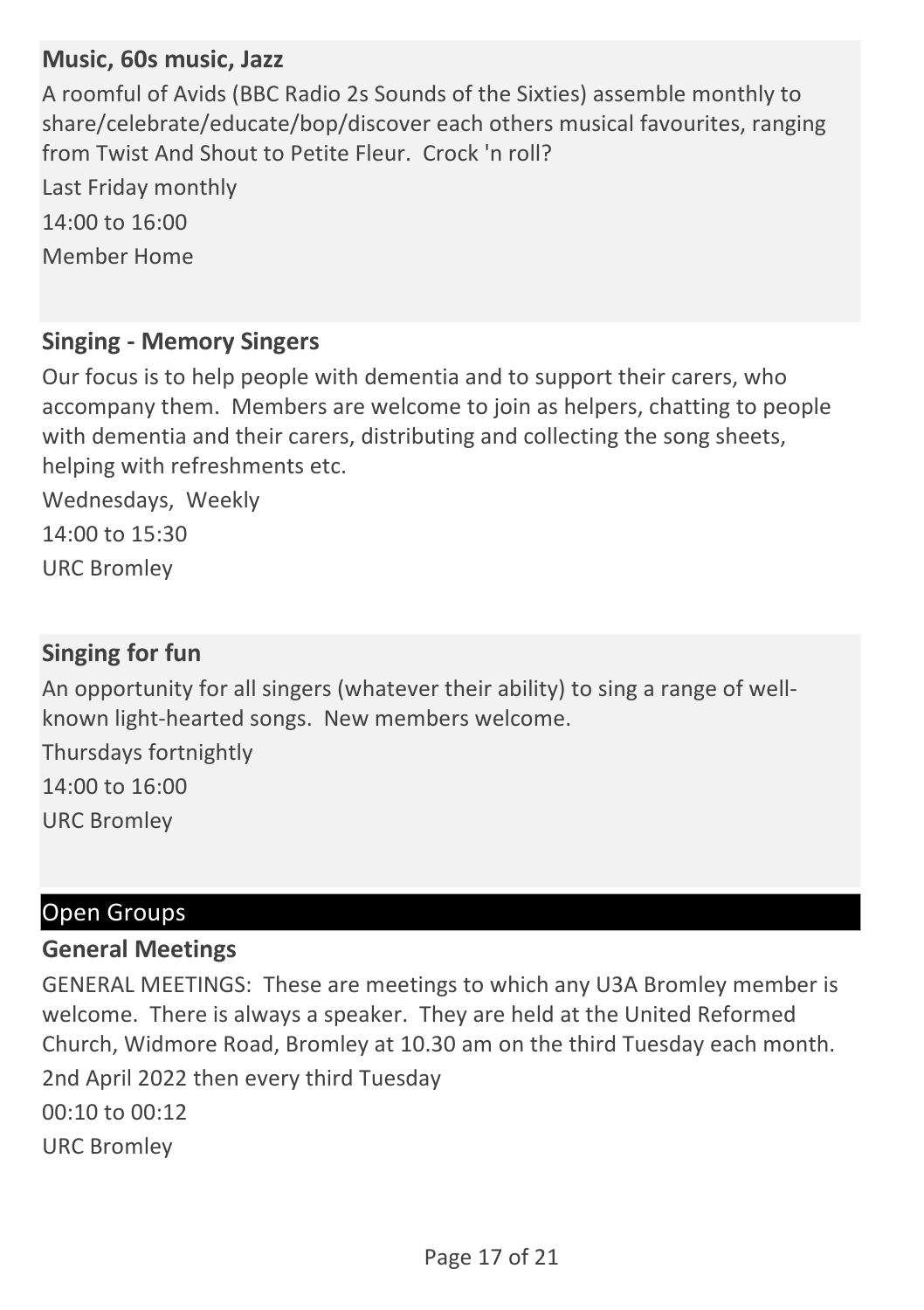### Music, 60s music, Jazz

A roomful of Avids (BBC Radio 2s Sounds of the Sixties) assemble monthly to share/celebrate/educate/bop/discover each others musical favourites, ranging from Twist And Shout to Petite Fleur. Crock 'n roll?

Last Friday monthly

14:00 to 16:00

Member Home

### Singing - Memory Singers

Our focus is to help people with dementia and to support their carers, who accompany them. Members are welcome to join as helpers, chatting to people with dementia and their carers, distributing and collecting the song sheets, helping with refreshments etc.

Wednesdays, Weekly

14:00 to 15:30

URC Bromley

### Singing for fun

An opportunity for all singers (whatever their ability) to sing a range of well-known light-hearted songs. New members welcome.

Thursdays fortnightly

14:00 to 16:00

URC Bromley

## Open Groups

### General Meetings

GENERAL MEETINGS: These are meetings to which any U3A Bromley member is welcome. There is always a speaker. They are held at the United Reformed Church, Widmore Road, Bromley at 10.30 am on the third Tuesday each month.

2nd April 2022 then every third Tuesday

00:10 to 00:12

URC Bromley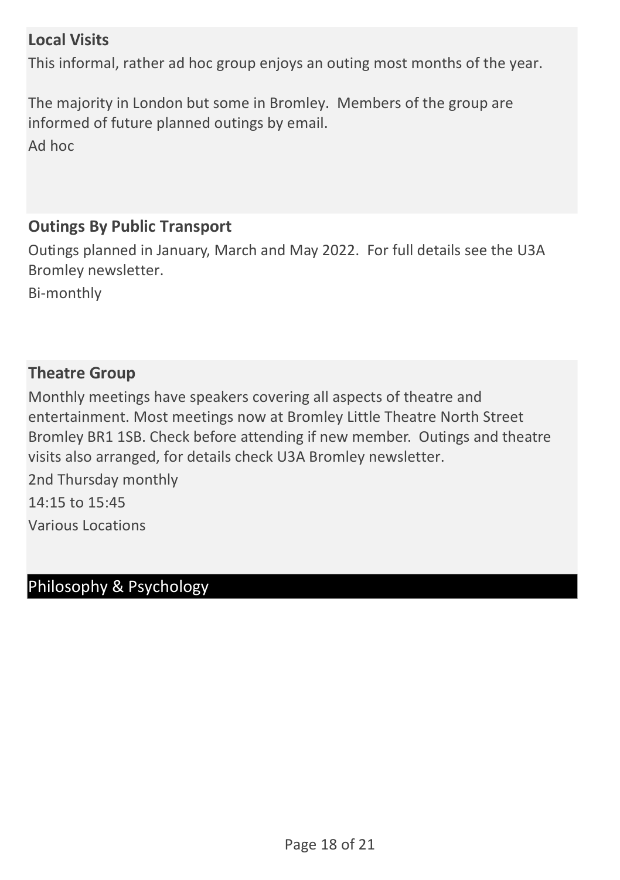### Local Visits

This informal, rather ad hoc group enjoys an outing most months of the year.

The majority in London but some in Bromley. Members of the group are informed of future planned outings by email.

Ad hoc

### Outings By Public Transport

Outings planned in January, March and May 2022. For full details see the U3A Bromley newsletter.

Bi-monthly

### Theatre Group

Monthly meetings have speakers covering all aspects of theatre and entertainment. Most meetings now at Bromley Little Theatre North Street Bromley BR1 1SB. Check before attending if new member. Outings and theatre visits also arranged, for details check U3A Bromley newsletter.

2nd Thursday monthly

14:15 to 15:45

Various Locations

## Philosophy & Psychology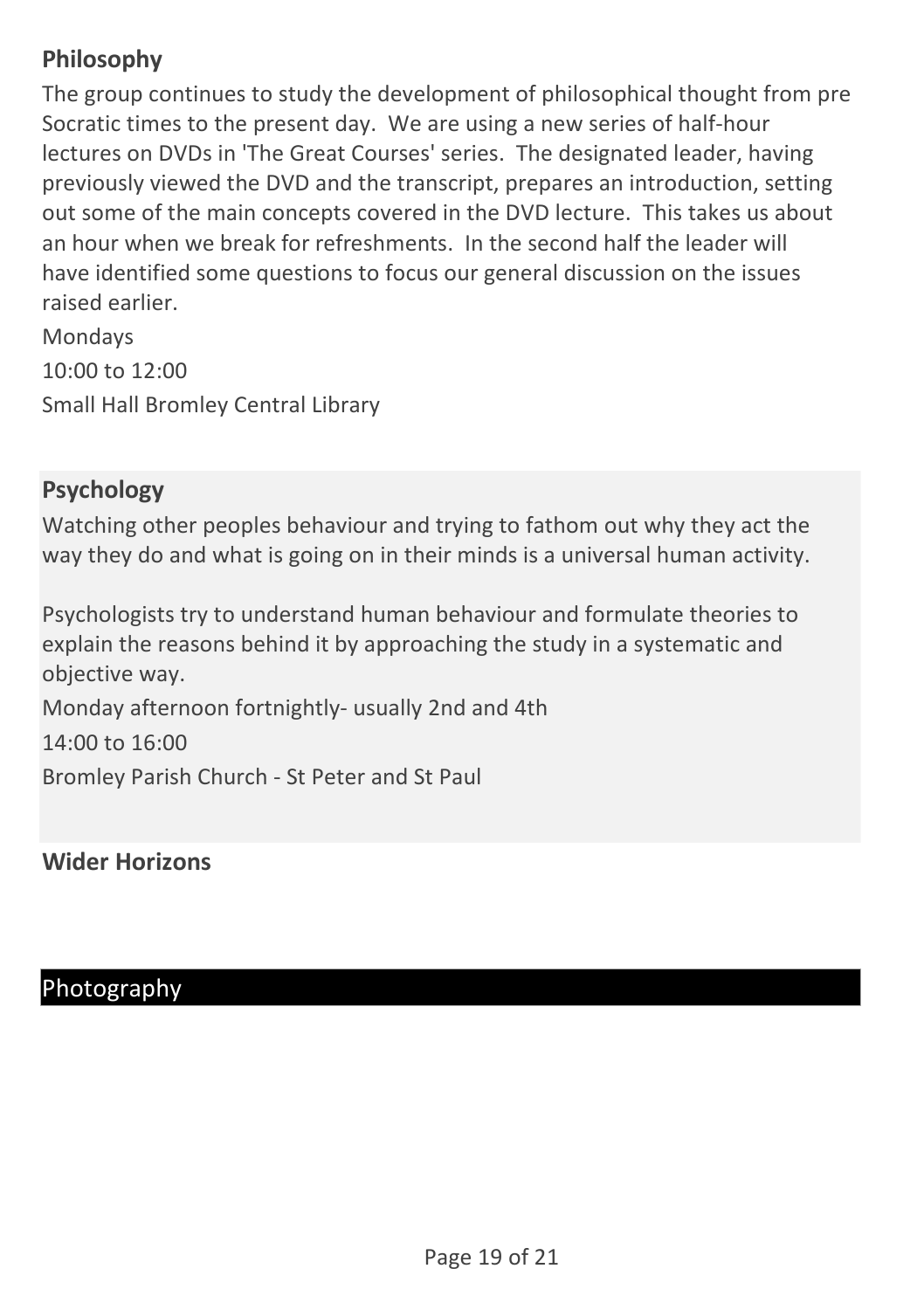### Philosophy

The group continues to study the development of philosophical thought from pre Socratic times to the present day. We are using a new series of half-hour lectures on DVDs in 'The Great Courses' series. The designated leader, having previously viewed the DVD and the transcript, prepares an introduction, setting out some of the main concepts covered in the DVD lecture. This takes us about an hour when we break for refreshments. In the second half the leader will have identified some questions to focus our general discussion on the issues raised earlier.

Mondays

10:00 to 12:00

Small Hall Bromley Central Library

### Psychology

Watching other peoples behaviour and trying to fathom out why they act the way they do and what is going on in their minds is a universal human activity.

Psychologists try to understand human behaviour and formulate theories to explain the reasons behind it by approaching the study in a systematic and objective way.

Monday afternoon fortnightly- usually 2nd and 4th

14:00 to 16:00

Bromley Parish Church - St Peter and St Paul

### Wider Horizons

## Photography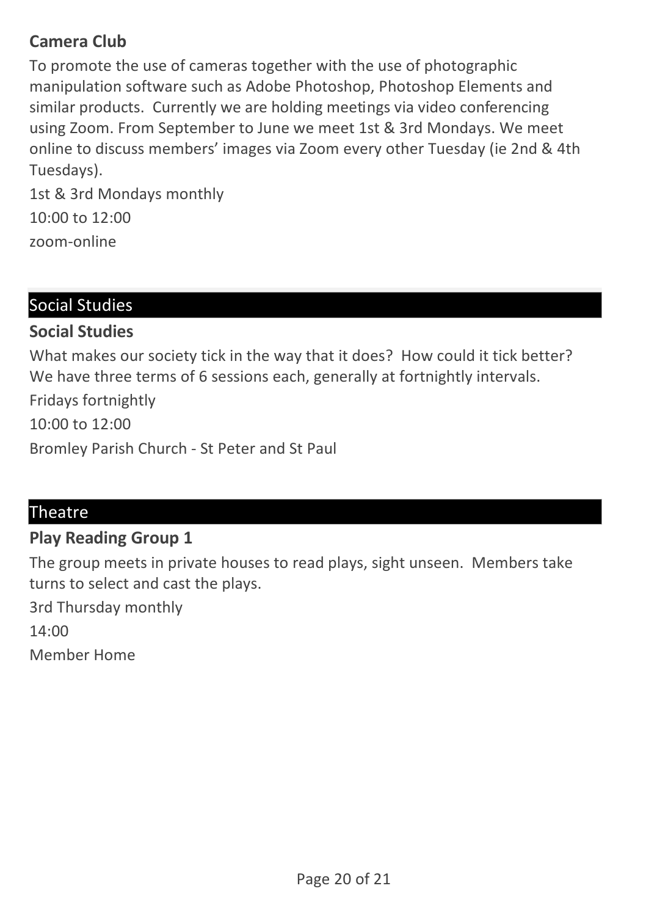### Camera Club

To promote the use of cameras together with the use of photographic manipulation software such as Adobe Photoshop, Photoshop Elements and similar products.  Currently we are holding meetings via video conferencing using Zoom. From September to June we meet 1st & 3rd Mondays. We meet online to discuss members' images via Zoom every other Tuesday (ie 2nd & 4th Tuesdays).

1st & 3rd Mondays monthly

10:00 to 12:00

zoom-online

## Social Studies

### Social Studies

What makes our society tick in the way that it does?  How could it tick better?  We have three terms of 6 sessions each, generally at fortnightly intervals.

Fridays fortnightly

10:00 to 12:00

Bromley Parish Church - St Peter and St Paul

## Theatre

### Play Reading Group 1

The group meets in private houses to read plays, sight unseen.  Members take turns to select and cast the plays.

3rd Thursday monthly

14:00

Member Home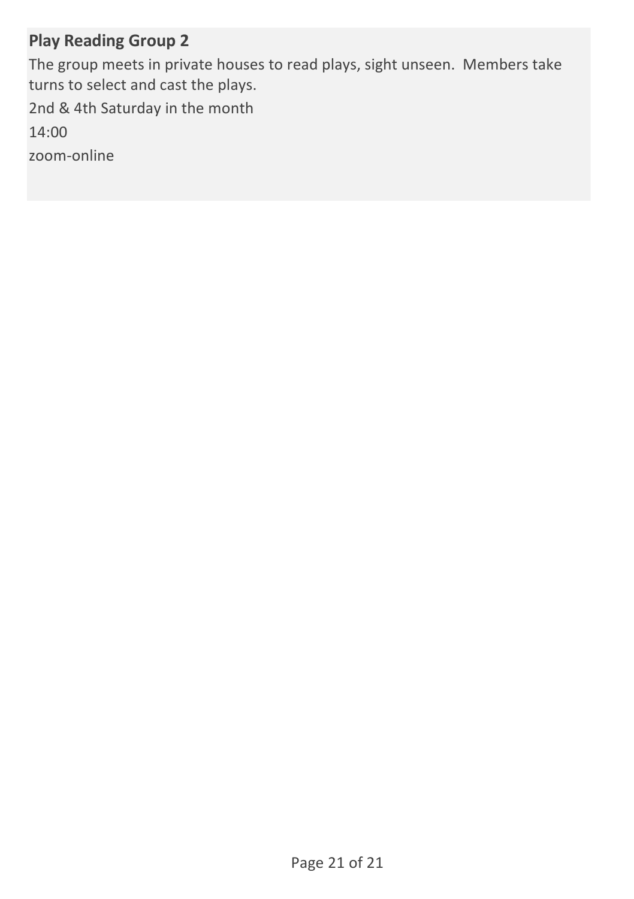**Play Reading Group 2**

The group meets in private houses to read plays, sight unseen. Members take turns to select and cast the plays.

2nd & 4th Saturday in the month

14:00

zoom-online